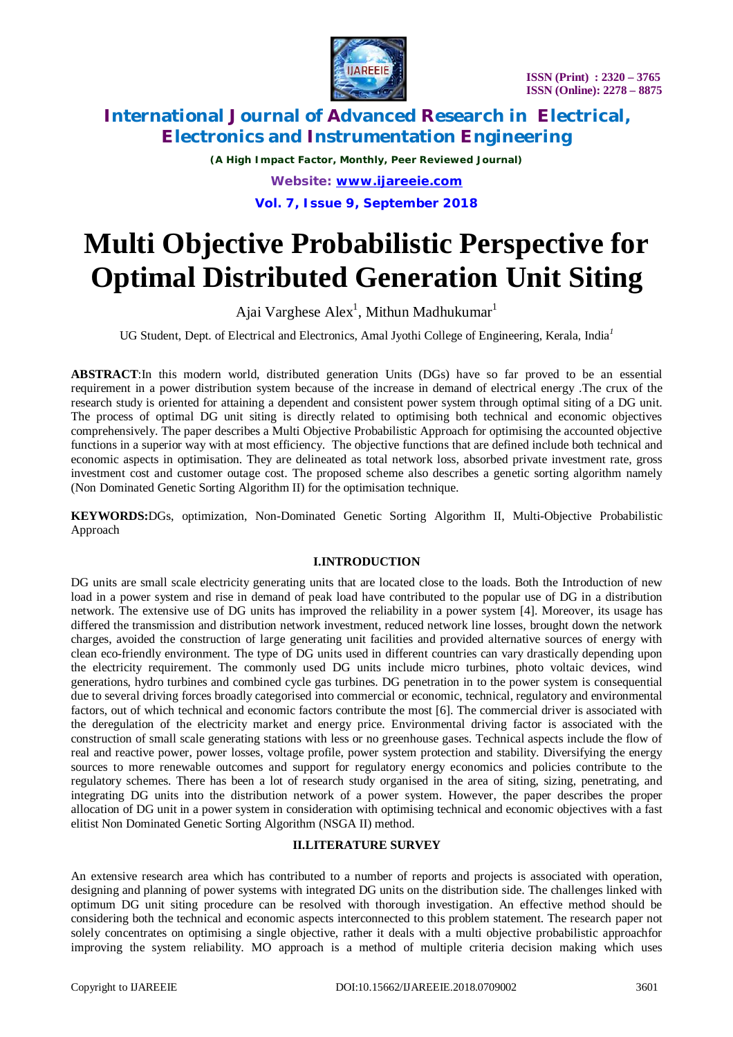# Multi Objective Probabilistic Perspective for Optimal Distributed Generation Unit Siting

Ajai Varghese Alex[1], Mithun Madhukumar[1]

UG Student, Dept. of Electrical and Electronics, Amal Jyothi College of Engineering, Kerala, India[1]

**ABSTRACT**:In this modern world, distributed generation Units (DGs) have so far proved to be an essential requirement in a power distribution system because of the increase in demand of electrical energy .The crux of the research study is oriented for attaining a dependent and consistent power system through optimal siting of a DG unit. The process of optimal DG unit siting is directly related to optimising both technical and economic objectives comprehensively. The paper describes a Multi Objective Probabilistic Approach for optimising the accounted objective functions in a superior way with at most efficiency. The objective functions that are defined include both technical and economic aspects in optimisation. They are delineated as total network loss, absorbed private investment rate, gross investment cost and customer outage cost. The proposed scheme also describes a genetic sorting algorithm namely (Non Dominated Genetic Sorting Algorithm II) for the optimisation technique.

**KEYWORDS:**DGs, optimization, Non-Dominated Genetic Sorting Algorithm II, Multi-Objective Probabilistic Approach

## I.INTRODUCTION

DG units are small scale electricity generating units that are located close to the loads. Both the Introduction of new load in a power system and rise in demand of peak load have contributed to the popular use of DG in a distribution network. The extensive use of DG units has improved the reliability in a power system [4]. Moreover, its usage has differed the transmission and distribution network investment, reduced network line losses, brought down the network charges, avoided the construction of large generating unit facilities and provided alternative sources of energy with clean eco-friendly environment. The type of DG units used in different countries can vary drastically depending upon the electricity requirement. The commonly used DG units include micro turbines, photo voltaic devices, wind generations, hydro turbines and combined cycle gas turbines. DG penetration in to the power system is consequential due to several driving forces broadly categorised into commercial or economic, technical, regulatory and environmental factors, out of which technical and economic factors contribute the most [6]. The commercial driver is associated with the deregulation of the electricity market and energy price. Environmental driving factor is associated with the construction of small scale generating stations with less or no greenhouse gases. Technical aspects include the flow of real and reactive power, power losses, voltage profile, power system protection and stability. Diversifying the energy sources to more renewable outcomes and support for regulatory energy economics and policies contribute to the regulatory schemes. There has been a lot of research study organised in the area of siting, sizing, penetrating, and integrating DG units into the distribution network of a power system. However, the paper describes the proper allocation of DG unit in a power system in consideration with optimising technical and economic objectives with a fast elitist Non Dominated Genetic Sorting Algorithm (NSGA II) method.

## II.LITERATURE SURVEY

An extensive research area which has contributed to a number of reports and projects is associated with operation, designing and planning of power systems with integrated DG units on the distribution side. The challenges linked with optimum DG unit siting procedure can be resolved with thorough investigation. An effective method should be considering both the technical and economic aspects interconnected to this problem statement. The research paper not solely concentrates on optimising a single objective, rather it deals with a multi objective probabilistic approachfor improving the system reliability. MO approach is a method of multiple criteria decision making which uses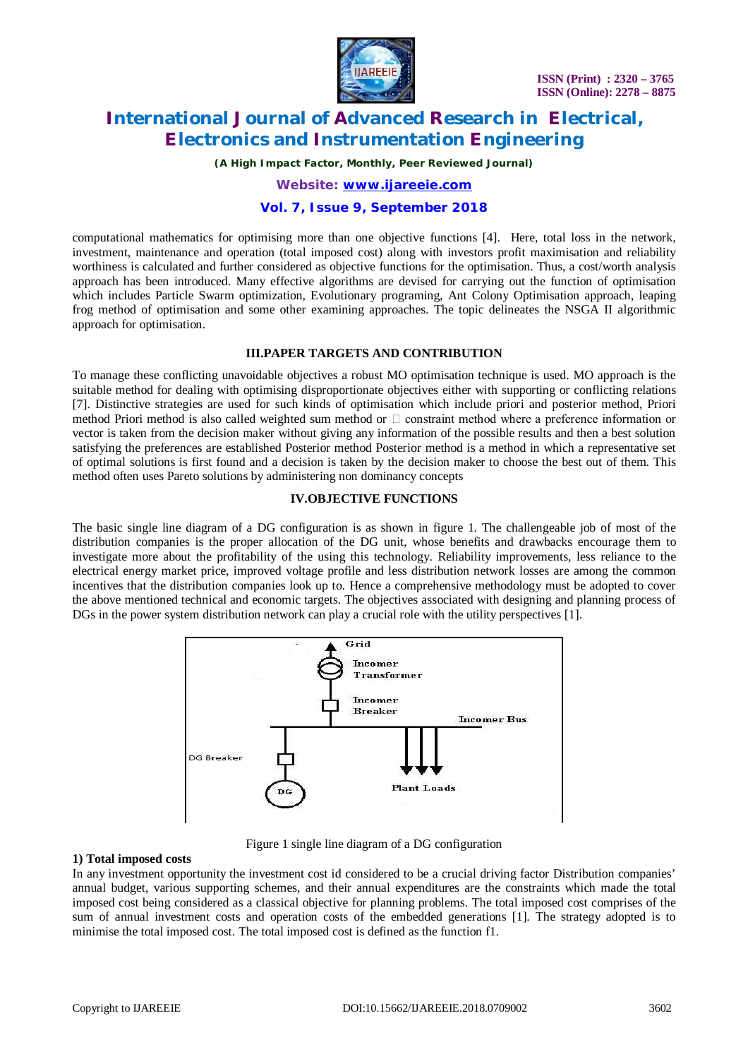computational mathematics for optimising more than one objective functions [4]. Here, total loss in the network, investment, maintenance and operation (total imposed cost) along with investors profit maximisation and reliability worthiness is calculated and further considered as objective functions for the optimisation. Thus, a cost/worth analysis approach has been introduced. Many effective algorithms are devised for carrying out the function of optimisation which includes Particle Swarm optimization, Evolutionary programing, Ant Colony Optimisation approach, leaping frog method of optimisation and some other examining approaches. The topic delineates the NSGA II algorithmic approach for optimisation.

## III.PAPER TARGETS AND CONTRIBUTION

To manage these conflicting unavoidable objectives a robust MO optimisation technique is used. MO approach is the suitable method for dealing with optimising disproportionate objectives either with supporting or conflicting relations [7]. Distinctive strategies are used for such kinds of optimisation which include priori and posterior method, Priori method Priori method is also called weighted sum method or  constraint method where a preference information or vector is taken from the decision maker without giving any information of the possible results and then a best solution satisfying the preferences are established Posterior method Posterior method is a method in which a representative set of optimal solutions is first found and a decision is taken by the decision maker to choose the best out of them. This method often uses Pareto solutions by administering non dominancy concepts

## IV.OBJECTIVE FUNCTIONS

The basic single line diagram of a DG configuration is as shown in figure 1. The challengeable job of most of the distribution companies is the proper allocation of the DG unit, whose benefits and drawbacks encourage them to investigate more about the profitability of the using this technology. Reliability improvements, less reliance to the electrical energy market price, improved voltage profile and less distribution network losses are among the common incentives that the distribution companies look up to. Hence a comprehensive methodology must be adopted to cover the above mentioned technical and economic targets. The objectives associated with designing and planning process of DGs in the power system distribution network can play a crucial role with the utility perspectives [1].

Figure 1 single line diagram of a DG configuration

### 1) Total imposed costs

In any investment opportunity the investment cost id considered to be a crucial driving factor Distribution companies' annual budget, various supporting schemes, and their annual expenditures are the constraints which made the total imposed cost being considered as a classical objective for planning problems. The total imposed cost comprises of the sum of annual investment costs and operation costs of the embedded generations [1]. The strategy adopted is to minimise the total imposed cost. The total imposed cost is defined as the function f1.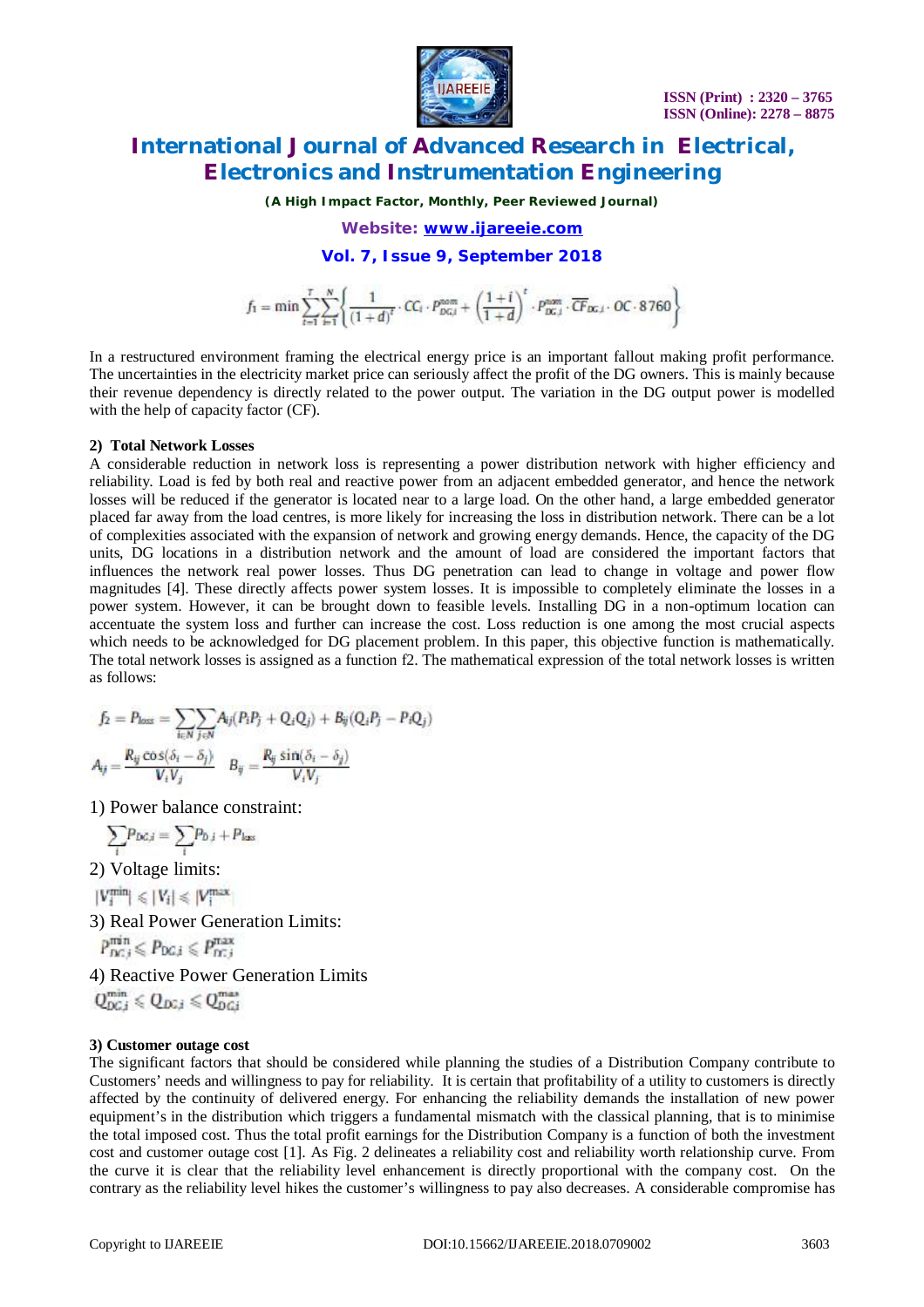$$f_1 = \min \sum_{t=1}^{T}\sum_{i=1}^{N}\left\{\frac{1}{(1+d)^t}\cdot CC_i\cdot P_{DG,i}^{nom} + \left(\frac{1+i}{1+d}\right)^t \cdot P_{DG,i}^{nom}\cdot \overline{CF}_{DG,i}\cdot OC\cdot 8760\right\}$$

In a restructured environment framing the electrical energy price is an important fallout making profit performance. The uncertainties in the electricity market price can seriously affect the profit of the DG owners. This is mainly because their revenue dependency is directly related to the power output. The variation in the DG output power is modelled with the help of capacity factor (CF).

**2) Total Network Losses**

A considerable reduction in network loss is representing a power distribution network with higher efficiency and reliability. Load is fed by both real and reactive power from an adjacent embedded generator, and hence the network losses will be reduced if the generator is located near to a large load. On the other hand, a large embedded generator placed far away from the load centres, is more likely for increasing the loss in distribution network. There can be a lot of complexities associated with the expansion of network and growing energy demands. Hence, the capacity of the DG units, DG locations in a distribution network and the amount of load are considered the important factors that influences the network real power losses. Thus DG penetration can lead to change in voltage and power flow magnitudes [4]. These directly affects power system losses. It is impossible to completely eliminate the losses in a power system. However, it can be brought down to feasible levels. Installing DG in a non-optimum location can accentuate the system loss and further can increase the cost. Loss reduction is one among the most crucial aspects which needs to be acknowledged for DG placement problem. In this paper, this objective function is mathematically. The total network losses is assigned as a function f2. The mathematical expression of the total network losses is written as follows:

$$f_2 = P_{loss} = \sum_{i\in N}\sum_{j\in N} A_{ij}(P_iP_j + Q_iQ_j) + B_{ij}(Q_iP_j - P_iQ_j)$$

$$A_{ij} = \frac{R_{ij}\cos(\delta_i - \delta_j)}{V_iV_j} \quad B_{ij} = \frac{R_{ij}\sin(\delta_i - \delta_j)}{V_iV_j}$$

1) Power balance constraint:

$$\sum_i P_{DG,i} = \sum_i P_{D,i} + P_{loss}$$

2) Voltage limits:

$$|V_i^{min}| \leq |V_i| \leq |V_i^{max}|$$

3) Real Power Generation Limits:

$$P_{DG,i}^{min} \leq P_{DG,i} \leq P_{DG,i}^{max}$$

4) Reactive Power Generation Limits

$$Q_{DG,i}^{min} \leq Q_{DG,i} \leq Q_{DG,i}^{max}$$

**3) Customer outage cost**

The significant factors that should be considered while planning the studies of a Distribution Company contribute to Customers' needs and willingness to pay for reliability. It is certain that profitability of a utility to customers is directly affected by the continuity of delivered energy. For enhancing the reliability demands the installation of new power equipment's in the distribution which triggers a fundamental mismatch with the classical planning, that is to minimise the total imposed cost. Thus the total profit earnings for the Distribution Company is a function of both the investment cost and customer outage cost [1]. As Fig. 2 delineates a reliability cost and reliability worth relationship curve. From the curve it is clear that the reliability level enhancement is directly proportional with the company cost. On the contrary as the reliability level hikes the customer's willingness to pay also decreases. A considerable compromise has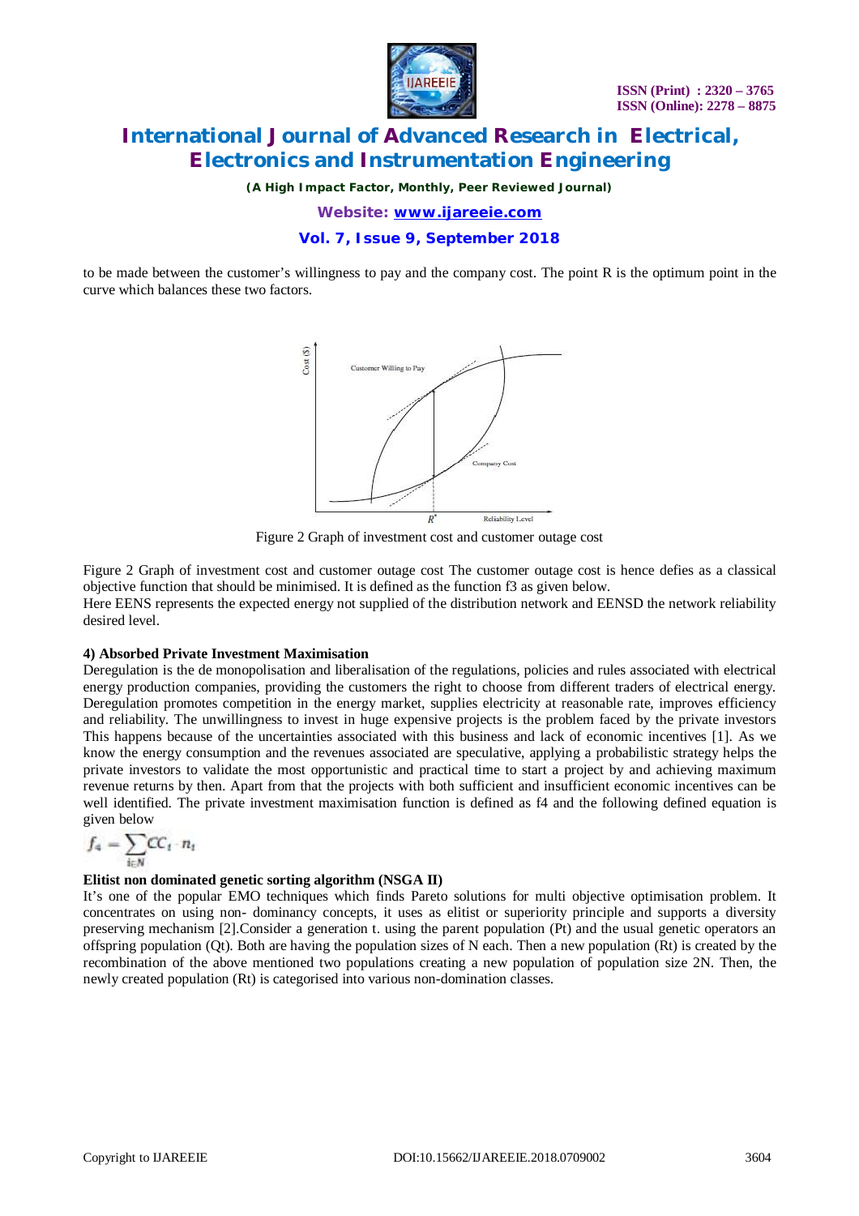to be made between the customer's willingness to pay and the company cost. The point R is the optimum point in the curve which balances these two factors.

Figure 2 Graph of investment cost and customer outage cost

Figure 2 Graph of investment cost and customer outage cost The customer outage cost is hence defies as a classical objective function that should be minimised. It is defined as the function f3 as given below.
Here EENS represents the expected energy not supplied of the distribution network and EENSD the network reliability desired level.

**4) Absorbed Private Investment Maximisation**

Deregulation is the de monopolisation and liberalisation of the regulations, policies and rules associated with electrical energy production companies, providing the customers the right to choose from different traders of electrical energy. Deregulation promotes competition in the energy market, supplies electricity at reasonable rate, improves efficiency and reliability. The unwillingness to invest in huge expensive projects is the problem faced by the private investors This happens because of the uncertainties associated with this business and lack of economic incentives [1]. As we know the energy consumption and the revenues associated are speculative, applying a probabilistic strategy helps the private investors to validate the most opportunistic and practical time to start a project by and achieving maximum revenue returns by then. Apart from that the projects with both sufficient and insufficient economic incentives can be well identified. The private investment maximisation function is defined as f4 and the following defined equation is given below

$$f_4 = \sum_{i \in N} CC_i \cdot n_i$$

**Elitist non dominated genetic sorting algorithm (NSGA II)**

It's one of the popular EMO techniques which finds Pareto solutions for multi objective optimisation problem. It concentrates on using non- dominancy concepts, it uses as elitist or superiority principle and supports a diversity preserving mechanism [2].Consider a generation t. using the parent population (Pt) and the usual genetic operators an offspring population (Qt). Both are having the population sizes of N each. Then a new population (Rt) is created by the recombination of the above mentioned two populations creating a new population of population size 2N. Then, the newly created population (Rt) is categorised into various non-domination classes.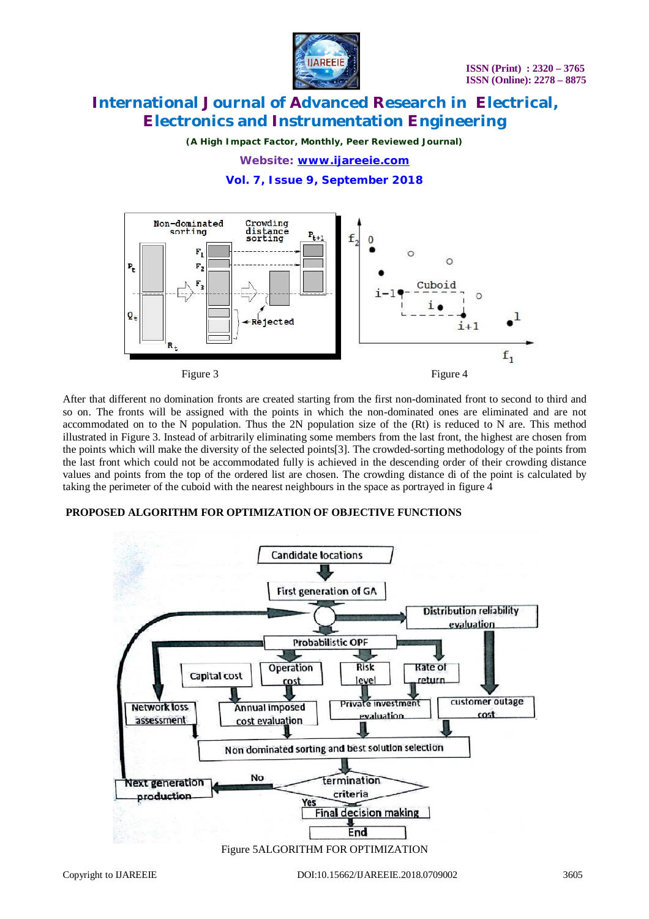Figure 3

Figure 4

After that different no domination fronts are created starting from the first non-dominated front to second to third and so on. The fronts will be assigned with the points in which the non-dominated ones are eliminated and are not accommodated on to the N population. Thus the 2N population size of the (Rt) is reduced to N are. This method illustrated in Figure 3. Instead of arbitrarily eliminating some members from the last front, the highest are chosen from the points which will make the diversity of the selected points[3]. The crowded-sorting methodology of the points from the last front which could not be accommodated fully is achieved in the descending order of their crowding distance values and points from the top of the ordered list are chosen. The crowding distance di of the point is calculated by taking the perimeter of the cuboid with the nearest neighbours in the space as portrayed in figure 4

**PROPOSED ALGORITHM FOR OPTIMIZATION OF OBJECTIVE FUNCTIONS**

Figure 5ALGORITHM FOR OPTIMIZATION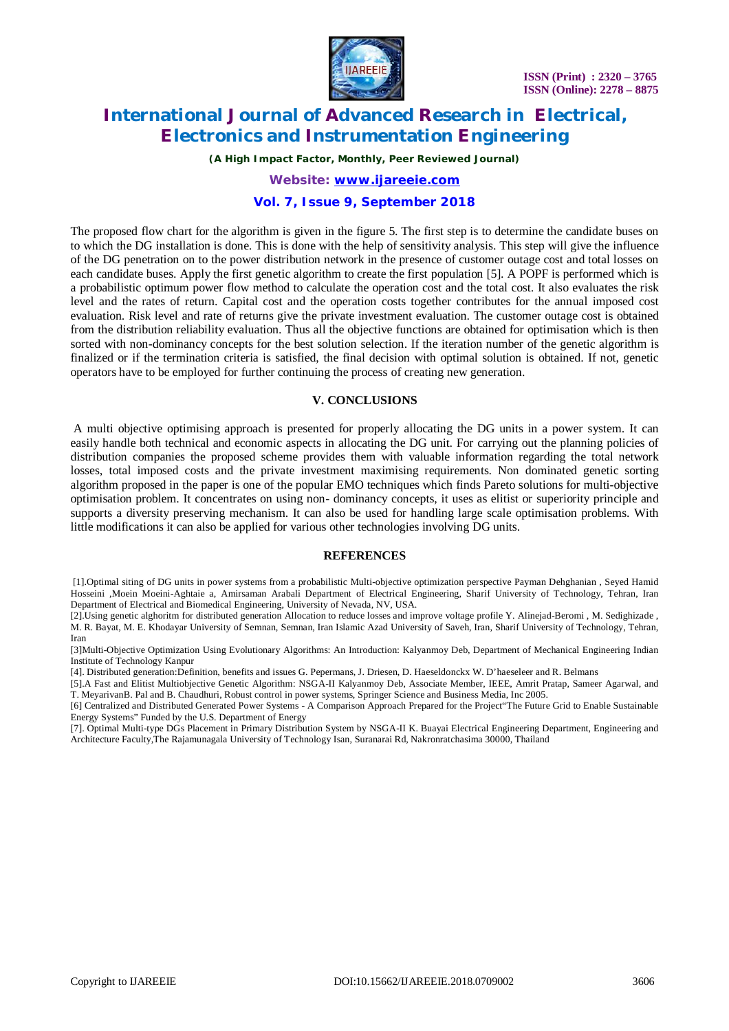The proposed flow chart for the algorithm is given in the figure 5. The first step is to determine the candidate buses on to which the DG installation is done. This is done with the help of sensitivity analysis. This step will give the influence of the DG penetration on to the power distribution network in the presence of customer outage cost and total losses on each candidate buses. Apply the first genetic algorithm to create the first population [5]. A POPF is performed which is a probabilistic optimum power flow method to calculate the operation cost and the total cost. It also evaluates the risk level and the rates of return. Capital cost and the operation costs together contributes for the annual imposed cost evaluation. Risk level and rate of returns give the private investment evaluation. The customer outage cost is obtained from the distribution reliability evaluation. Thus all the objective functions are obtained for optimisation which is then sorted with non-dominancy concepts for the best solution selection. If the iteration number of the genetic algorithm is finalized or if the termination criteria is satisfied, the final decision with optimal solution is obtained. If not, genetic operators have to be employed for further continuing the process of creating new generation.

## V. CONCLUSIONS

A multi objective optimising approach is presented for properly allocating the DG units in a power system. It can easily handle both technical and economic aspects in allocating the DG unit. For carrying out the planning policies of distribution companies the proposed scheme provides them with valuable information regarding the total network losses, total imposed costs and the private investment maximising requirements. Non dominated genetic sorting algorithm proposed in the paper is one of the popular EMO techniques which finds Pareto solutions for multi-objective optimisation problem. It concentrates on using non- dominancy concepts, it uses as elitist or superiority principle and supports a diversity preserving mechanism. It can also be used for handling large scale optimisation problems. With little modifications it can also be applied for various other technologies involving DG units.

## REFERENCES

[1].Optimal siting of DG units in power systems from a probabilistic Multi-objective optimization perspective Payman Dehghanian , Seyed Hamid Hosseini ,Moein Moeini-Aghtaie a, Amirsaman Arabali Department of Electrical Engineering, Sharif University of Technology, Tehran, Iran Department of Electrical and Biomedical Engineering, University of Nevada, NV, USA.

[2].Using genetic alghoritm for distributed generation Allocation to reduce losses and improve voltage profile Y. Alinejad-Beromi , M. Sedighizade , M. R. Bayat, M. E. Khodayar University of Semnan, Semnan, Iran Islamic Azad University of Saveh, Iran, Sharif University of Technology, Tehran, Iran

[3]Multi-Objective Optimization Using Evolutionary Algorithms: An Introduction: Kalyanmoy Deb, Department of Mechanical Engineering Indian Institute of Technology Kanpur

[4]. Distributed generation:Definition, benefits and issues G. Pepermans, J. Driesen, D. Haeseldonckx W. D'haeseleer and R. Belmans

[5].A Fast and Elitist Multiobjective Genetic Algorithm: NSGA-II Kalyanmoy Deb, Associate Member, IEEE, Amrit Pratap, Sameer Agarwal, and T. MeyarivanB. Pal and B. Chaudhuri, Robust control in power systems, Springer Science and Business Media, Inc 2005.

[6] Centralized and Distributed Generated Power Systems - A Comparison Approach Prepared for the Project"The Future Grid to Enable Sustainable Energy Systems" Funded by the U.S. Department of Energy

[7]. Optimal Multi-type DGs Placement in Primary Distribution System by NSGA-II K. Buayai Electrical Engineering Department, Engineering and Architecture Faculty,The Rajamunagala University of Technology Isan, Suranarai Rd, Nakronratchasima 30000, Thailand